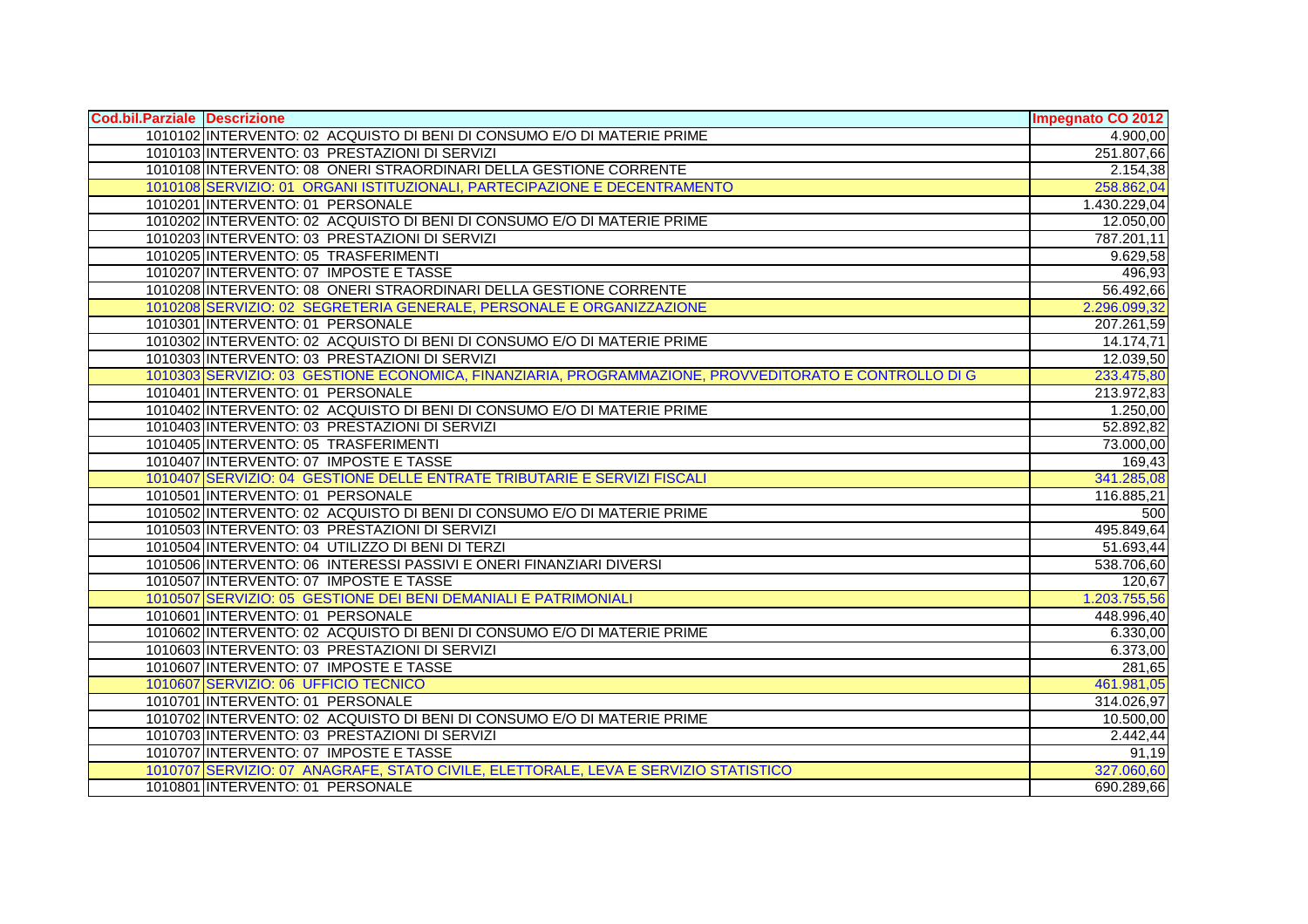| Cod.bil.Parziale | Descrizione | Impegnato CO 2012 |
|---|---|---|
| 1010102 | INTERVENTO: 02 ACQUISTO DI BENI DI CONSUMO E/O DI MATERIE PRIME | 4.900,00 |
| 1010103 | INTERVENTO: 03 PRESTAZIONI DI SERVIZI | 251.807,66 |
| 1010108 | INTERVENTO: 08 ONERI STRAORDINARI DELLA GESTIONE CORRENTE | 2.154,38 |
| 1010108 | SERVIZIO: 01 ORGANI ISTITUZIONALI, PARTECIPAZIONE E DECENTRAMENTO | 258.862,04 |
| 1010201 | INTERVENTO: 01 PERSONALE | 1.430.229,04 |
| 1010202 | INTERVENTO: 02 ACQUISTO DI BENI DI CONSUMO E/O DI MATERIE PRIME | 12.050,00 |
| 1010203 | INTERVENTO: 03 PRESTAZIONI DI SERVIZI | 787.201,11 |
| 1010205 | INTERVENTO: 05 TRASFERIMENTI | 9.629,58 |
| 1010207 | INTERVENTO: 07 IMPOSTE E TASSE | 496,93 |
| 1010208 | INTERVENTO: 08 ONERI STRAORDINARI DELLA GESTIONE CORRENTE | 56.492,66 |
| 1010208 | SERVIZIO: 02 SEGRETERIA GENERALE, PERSONALE E ORGANIZZAZIONE | 2.296.099,32 |
| 1010301 | INTERVENTO: 01 PERSONALE | 207.261,59 |
| 1010302 | INTERVENTO: 02 ACQUISTO DI BENI DI CONSUMO E/O DI MATERIE PRIME | 14.174,71 |
| 1010303 | INTERVENTO: 03 PRESTAZIONI DI SERVIZI | 12.039,50 |
| 1010303 | SERVIZIO: 03 GESTIONE ECONOMICA, FINANZIARIA, PROGRAMMAZIONE, PROVVEDITORATO E CONTROLLO DI G | 233.475,80 |
| 1010401 | INTERVENTO: 01 PERSONALE | 213.972,83 |
| 1010402 | INTERVENTO: 02 ACQUISTO DI BENI DI CONSUMO E/O DI MATERIE PRIME | 1.250,00 |
| 1010403 | INTERVENTO: 03 PRESTAZIONI DI SERVIZI | 52.892,82 |
| 1010405 | INTERVENTO: 05 TRASFERIMENTI | 73.000,00 |
| 1010407 | INTERVENTO: 07 IMPOSTE E TASSE | 169,43 |
| 1010407 | SERVIZIO: 04 GESTIONE DELLE ENTRATE TRIBUTARIE E SERVIZI FISCALI | 341.285,08 |
| 1010501 | INTERVENTO: 01 PERSONALE | 116.885,21 |
| 1010502 | INTERVENTO: 02 ACQUISTO DI BENI DI CONSUMO E/O DI MATERIE PRIME | 500 |
| 1010503 | INTERVENTO: 03 PRESTAZIONI DI SERVIZI | 495.849,64 |
| 1010504 | INTERVENTO: 04 UTILIZZO DI BENI DI TERZI | 51.693,44 |
| 1010506 | INTERVENTO: 06 INTERESSI PASSIVI E ONERI FINANZIARI DIVERSI | 538.706,60 |
| 1010507 | INTERVENTO: 07 IMPOSTE E TASSE | 120,67 |
| 1010507 | SERVIZIO: 05 GESTIONE DEI BENI DEMANIALI E PATRIMONIALI | 1.203.755,56 |
| 1010601 | INTERVENTO: 01 PERSONALE | 448.996,40 |
| 1010602 | INTERVENTO: 02 ACQUISTO DI BENI DI CONSUMO E/O DI MATERIE PRIME | 6.330,00 |
| 1010603 | INTERVENTO: 03 PRESTAZIONI DI SERVIZI | 6.373,00 |
| 1010607 | INTERVENTO: 07 IMPOSTE E TASSE | 281,65 |
| 1010607 | SERVIZIO: 06 UFFICIO TECNICO | 461.981,05 |
| 1010701 | INTERVENTO: 01 PERSONALE | 314.026,97 |
| 1010702 | INTERVENTO: 02 ACQUISTO DI BENI DI CONSUMO E/O DI MATERIE PRIME | 10.500,00 |
| 1010703 | INTERVENTO: 03 PRESTAZIONI DI SERVIZI | 2.442,44 |
| 1010707 | INTERVENTO: 07 IMPOSTE E TASSE | 91,19 |
| 1010707 | SERVIZIO: 07 ANAGRAFE, STATO CIVILE, ELETTORALE, LEVA E SERVIZIO STATISTICO | 327.060,60 |
| 1010801 | INTERVENTO: 01 PERSONALE | 690.289,66 |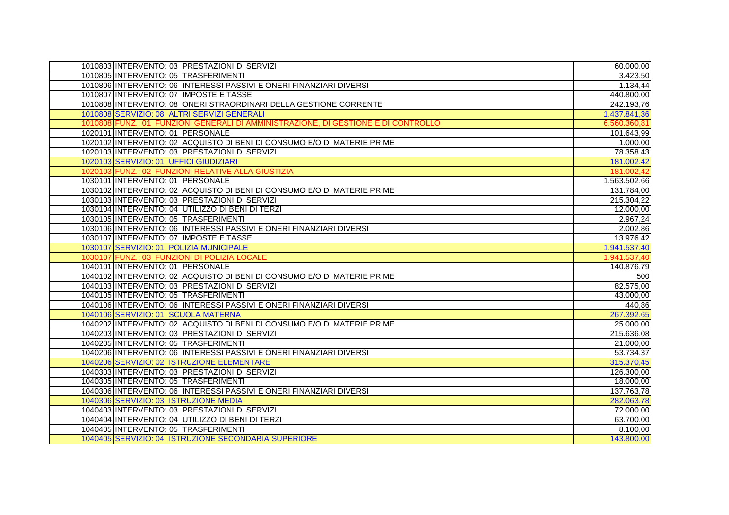| | | |
|---|---|---|
| 1010803 | INTERVENTO: 03 PRESTAZIONI DI SERVIZI | 60.000,00 |
| 1010805 | INTERVENTO: 05 TRASFERIMENTI | 3.423,50 |
| 1010806 | INTERVENTO: 06 INTERESSI PASSIVI E ONERI FINANZIARI DIVERSI | 1.134,44 |
| 1010807 | INTERVENTO: 07 IMPOSTE E TASSE | 440.800,00 |
| 1010808 | INTERVENTO: 08 ONERI STRAORDINARI DELLA GESTIONE CORRENTE | 242.193,76 |
| 1010808 | SERVIZIO: 08 ALTRI SERVIZI GENERALI | 1.437.841,36 |
| 1010808 | FUNZ.: 01 FUNZIONI GENERALI DI AMMINISTRAZIONE, DI GESTIONE E DI CONTROLLO | 6.560.360,81 |
| 1020101 | INTERVENTO: 01 PERSONALE | 101.643,99 |
| 1020102 | INTERVENTO: 02 ACQUISTO DI BENI DI CONSUMO E/O DI MATERIE PRIME | 1.000,00 |
| 1020103 | INTERVENTO: 03 PRESTAZIONI DI SERVIZI | 78.358,43 |
| 1020103 | SERVIZIO: 01 UFFICI GIUDIZIARI | 181.002,42 |
| 1020103 | FUNZ.: 02 FUNZIONI RELATIVE ALLA GIUSTIZIA | 181.002,42 |
| 1030101 | INTERVENTO: 01 PERSONALE | 1.563.502,66 |
| 1030102 | INTERVENTO: 02 ACQUISTO DI BENI DI CONSUMO E/O DI MATERIE PRIME | 131.784,00 |
| 1030103 | INTERVENTO: 03 PRESTAZIONI DI SERVIZI | 215.304,22 |
| 1030104 | INTERVENTO: 04 UTILIZZO DI BENI DI TERZI | 12.000,00 |
| 1030105 | INTERVENTO: 05 TRASFERIMENTI | 2.967,24 |
| 1030106 | INTERVENTO: 06 INTERESSI PASSIVI E ONERI FINANZIARI DIVERSI | 2.002,86 |
| 1030107 | INTERVENTO: 07 IMPOSTE E TASSE | 13.976,42 |
| 1030107 | SERVIZIO: 01 POLIZIA MUNICIPALE | 1.941.537,40 |
| 1030107 | FUNZ.: 03 FUNZIONI DI POLIZIA LOCALE | 1.941.537,40 |
| 1040101 | INTERVENTO: 01 PERSONALE | 140.876,79 |
| 1040102 | INTERVENTO: 02 ACQUISTO DI BENI DI CONSUMO E/O DI MATERIE PRIME | 500 |
| 1040103 | INTERVENTO: 03 PRESTAZIONI DI SERVIZI | 82.575,00 |
| 1040105 | INTERVENTO: 05 TRASFERIMENTI | 43.000,00 |
| 1040106 | INTERVENTO: 06 INTERESSI PASSIVI E ONERI FINANZIARI DIVERSI | 440,86 |
| 1040106 | SERVIZIO: 01 SCUOLA MATERNA | 267.392,65 |
| 1040202 | INTERVENTO: 02 ACQUISTO DI BENI DI CONSUMO E/O DI MATERIE PRIME | 25.000,00 |
| 1040203 | INTERVENTO: 03 PRESTAZIONI DI SERVIZI | 215.636,08 |
| 1040205 | INTERVENTO: 05 TRASFERIMENTI | 21.000,00 |
| 1040206 | INTERVENTO: 06 INTERESSI PASSIVI E ONERI FINANZIARI DIVERSI | 53.734,37 |
| 1040206 | SERVIZIO: 02 ISTRUZIONE ELEMENTARE | 315.370,45 |
| 1040303 | INTERVENTO: 03 PRESTAZIONI DI SERVIZI | 126.300,00 |
| 1040305 | INTERVENTO: 05 TRASFERIMENTI | 18.000,00 |
| 1040306 | INTERVENTO: 06 INTERESSI PASSIVI E ONERI FINANZIARI DIVERSI | 137.763,78 |
| 1040306 | SERVIZIO: 03 ISTRUZIONE MEDIA | 282.063,78 |
| 1040403 | INTERVENTO: 03 PRESTAZIONI DI SERVIZI | 72.000,00 |
| 1040404 | INTERVENTO: 04 UTILIZZO DI BENI DI TERZI | 63.700,00 |
| 1040405 | INTERVENTO: 05 TRASFERIMENTI | 8.100,00 |
| 1040405 | SERVIZIO: 04 ISTRUZIONE SECONDARIA SUPERIORE | 143.800,00 |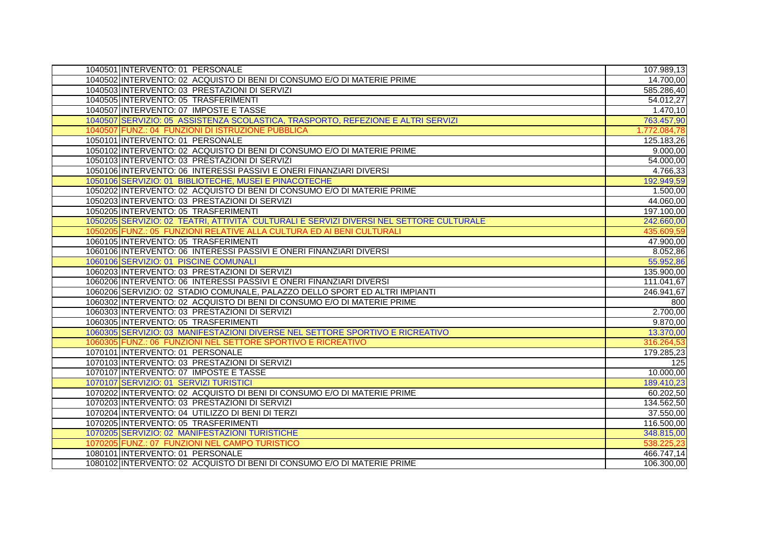| | | |
|---|---|---|
| 1040501 | INTERVENTO: 01 PERSONALE | 107.989,13 |
| 1040502 | INTERVENTO: 02 ACQUISTO DI BENI DI CONSUMO E/O DI MATERIE PRIME | 14.700,00 |
| 1040503 | INTERVENTO: 03 PRESTAZIONI DI SERVIZI | 585.286,40 |
| 1040505 | INTERVENTO: 05 TRASFERIMENTI | 54.012,27 |
| 1040507 | INTERVENTO: 07 IMPOSTE E TASSE | 1.470,10 |
| 1040507 | SERVIZIO: 05 ASSISTENZA SCOLASTICA, TRASPORTO, REFEZIONE E ALTRI SERVIZI | 763.457,90 |
| 1040507 | FUNZ.: 04 FUNZIONI DI ISTRUZIONE PUBBLICA | 1.772.084,78 |
| 1050101 | INTERVENTO: 01 PERSONALE | 125.183,26 |
| 1050102 | INTERVENTO: 02 ACQUISTO DI BENI DI CONSUMO E/O DI MATERIE PRIME | 9.000,00 |
| 1050103 | INTERVENTO: 03 PRESTAZIONI DI SERVIZI | 54.000,00 |
| 1050106 | INTERVENTO: 06 INTERESSI PASSIVI E ONERI FINANZIARI DIVERSI | 4.766,33 |
| 1050106 | SERVIZIO: 01 BIBLIOTECHE, MUSEI E PINACOTECHE | 192.949,59 |
| 1050202 | INTERVENTO: 02 ACQUISTO DI BENI DI CONSUMO E/O DI MATERIE PRIME | 1.500,00 |
| 1050203 | INTERVENTO: 03 PRESTAZIONI DI SERVIZI | 44.060,00 |
| 1050205 | INTERVENTO: 05 TRASFERIMENTI | 197.100,00 |
| 1050205 | SERVIZIO: 02 TEATRI, ATTIVITA` CULTURALI E SERVIZI DIVERSI NEL SETTORE CULTURALE | 242.660,00 |
| 1050205 | FUNZ.: 05 FUNZIONI RELATIVE ALLA CULTURA ED AI BENI CULTURALI | 435.609,59 |
| 1060105 | INTERVENTO: 05 TRASFERIMENTI | 47.900,00 |
| 1060106 | INTERVENTO: 06 INTERESSI PASSIVI E ONERI FINANZIARI DIVERSI | 8.052,86 |
| 1060106 | SERVIZIO: 01 PISCINE COMUNALI | 55.952,86 |
| 1060203 | INTERVENTO: 03 PRESTAZIONI DI SERVIZI | 135.900,00 |
| 1060206 | INTERVENTO: 06 INTERESSI PASSIVI E ONERI FINANZIARI DIVERSI | 111.041,67 |
| 1060206 | SERVIZIO: 02 STADIO COMUNALE, PALAZZO DELLO SPORT ED ALTRI IMPIANTI | 246.941,67 |
| 1060302 | INTERVENTO: 02 ACQUISTO DI BENI DI CONSUMO E/O DI MATERIE PRIME | 800 |
| 1060303 | INTERVENTO: 03 PRESTAZIONI DI SERVIZI | 2.700,00 |
| 1060305 | INTERVENTO: 05 TRASFERIMENTI | 9.870,00 |
| 1060305 | SERVIZIO: 03 MANIFESTAZIONI DIVERSE NEL SETTORE SPORTIVO E RICREATIVO | 13.370,00 |
| 1060305 | FUNZ.: 06 FUNZIONI NEL SETTORE SPORTIVO E RICREATIVO | 316.264,53 |
| 1070101 | INTERVENTO: 01 PERSONALE | 179.285,23 |
| 1070103 | INTERVENTO: 03 PRESTAZIONI DI SERVIZI | 125 |
| 1070107 | INTERVENTO: 07 IMPOSTE E TASSE | 10.000,00 |
| 1070107 | SERVIZIO: 01 SERVIZI TURISTICI | 189.410,23 |
| 1070202 | INTERVENTO: 02 ACQUISTO DI BENI DI CONSUMO E/O DI MATERIE PRIME | 60.202,50 |
| 1070203 | INTERVENTO: 03 PRESTAZIONI DI SERVIZI | 134.562,50 |
| 1070204 | INTERVENTO: 04 UTILIZZO DI BENI DI TERZI | 37.550,00 |
| 1070205 | INTERVENTO: 05 TRASFERIMENTI | 116.500,00 |
| 1070205 | SERVIZIO: 02 MANIFESTAZIONI TURISTICHE | 348.815,00 |
| 1070205 | FUNZ.: 07 FUNZIONI NEL CAMPO TURISTICO | 538.225,23 |
| 1080101 | INTERVENTO: 01 PERSONALE | 466.747,14 |
| 1080102 | INTERVENTO: 02 ACQUISTO DI BENI DI CONSUMO E/O DI MATERIE PRIME | 106.300,00 |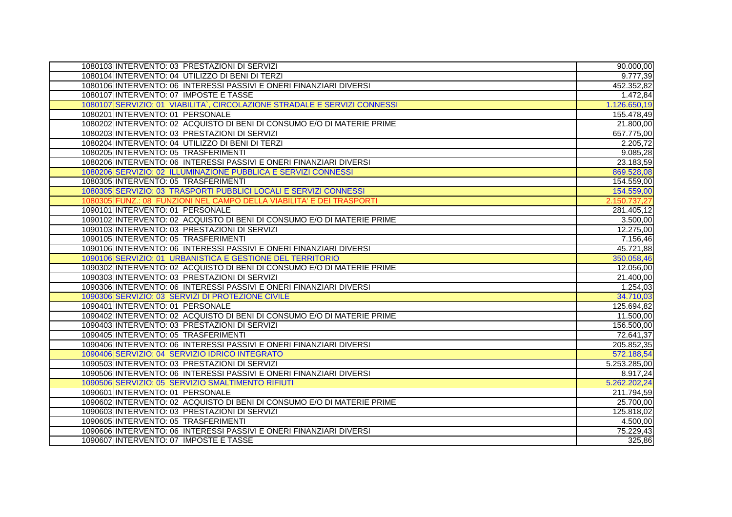| | | |
|---|---|---|
| 1080103 | INTERVENTO: 03 PRESTAZIONI DI SERVIZI | 90.000,00 |
| 1080104 | INTERVENTO: 04 UTILIZZO DI BENI DI TERZI | 9.777,39 |
| 1080106 | INTERVENTO: 06 INTERESSI PASSIVI E ONERI FINANZIARI DIVERSI | 452.352,82 |
| 1080107 | INTERVENTO: 07 IMPOSTE E TASSE | 1.472,84 |
| 1080107 | SERVIZIO: 01 VIABILITA`, CIRCOLAZIONE STRADALE E SERVIZI CONNESSI | 1.126.650,19 |
| 1080201 | INTERVENTO: 01 PERSONALE | 155.478,49 |
| 1080202 | INTERVENTO: 02 ACQUISTO DI BENI DI CONSUMO E/O DI MATERIE PRIME | 21.800,00 |
| 1080203 | INTERVENTO: 03 PRESTAZIONI DI SERVIZI | 657.775,00 |
| 1080204 | INTERVENTO: 04 UTILIZZO DI BENI DI TERZI | 2.205,72 |
| 1080205 | INTERVENTO: 05 TRASFERIMENTI | 9.085,28 |
| 1080206 | INTERVENTO: 06 INTERESSI PASSIVI E ONERI FINANZIARI DIVERSI | 23.183,59 |
| 1080206 | SERVIZIO: 02 ILLUMINAZIONE PUBBLICA E SERVIZI CONNESSI | 869.528,08 |
| 1080305 | INTERVENTO: 05 TRASFERIMENTI | 154.559,00 |
| 1080305 | SERVIZIO: 03 TRASPORTI PUBBLICI LOCALI E SERVIZI CONNESSI | 154.559,00 |
| 1080305 | FUNZ.: 08 FUNZIONI NEL CAMPO DELLA VIABILITA' E DEI TRASPORTI | 2.150.737,27 |
| 1090101 | INTERVENTO: 01 PERSONALE | 281.405,12 |
| 1090102 | INTERVENTO: 02 ACQUISTO DI BENI DI CONSUMO E/O DI MATERIE PRIME | 3.500,00 |
| 1090103 | INTERVENTO: 03 PRESTAZIONI DI SERVIZI | 12.275,00 |
| 1090105 | INTERVENTO: 05 TRASFERIMENTI | 7.156,46 |
| 1090106 | INTERVENTO: 06 INTERESSI PASSIVI E ONERI FINANZIARI DIVERSI | 45.721,88 |
| 1090106 | SERVIZIO: 01 URBANISTICA E GESTIONE DEL TERRITORIO | 350.058,46 |
| 1090302 | INTERVENTO: 02 ACQUISTO DI BENI DI CONSUMO E/O DI MATERIE PRIME | 12.056,00 |
| 1090303 | INTERVENTO: 03 PRESTAZIONI DI SERVIZI | 21.400,00 |
| 1090306 | INTERVENTO: 06 INTERESSI PASSIVI E ONERI FINANZIARI DIVERSI | 1.254,03 |
| 1090306 | SERVIZIO: 03 SERVIZI DI PROTEZIONE CIVILE | 34.710,03 |
| 1090401 | INTERVENTO: 01 PERSONALE | 125.694,82 |
| 1090402 | INTERVENTO: 02 ACQUISTO DI BENI DI CONSUMO E/O DI MATERIE PRIME | 11.500,00 |
| 1090403 | INTERVENTO: 03 PRESTAZIONI DI SERVIZI | 156.500,00 |
| 1090405 | INTERVENTO: 05 TRASFERIMENTI | 72.641,37 |
| 1090406 | INTERVENTO: 06 INTERESSI PASSIVI E ONERI FINANZIARI DIVERSI | 205.852,35 |
| 1090406 | SERVIZIO: 04 SERVIZIO IDRICO INTEGRATO | 572.188,54 |
| 1090503 | INTERVENTO: 03 PRESTAZIONI DI SERVIZI | 5.253.285,00 |
| 1090506 | INTERVENTO: 06 INTERESSI PASSIVI E ONERI FINANZIARI DIVERSI | 8.917,24 |
| 1090506 | SERVIZIO: 05 SERVIZIO SMALTIMENTO RIFIUTI | 5.262.202,24 |
| 1090601 | INTERVENTO: 01 PERSONALE | 211.794,59 |
| 1090602 | INTERVENTO: 02 ACQUISTO DI BENI DI CONSUMO E/O DI MATERIE PRIME | 25.700,00 |
| 1090603 | INTERVENTO: 03 PRESTAZIONI DI SERVIZI | 125.818,02 |
| 1090605 | INTERVENTO: 05 TRASFERIMENTI | 4.500,00 |
| 1090606 | INTERVENTO: 06 INTERESSI PASSIVI E ONERI FINANZIARI DIVERSI | 75.229,43 |
| 1090607 | INTERVENTO: 07 IMPOSTE E TASSE | 325,86 |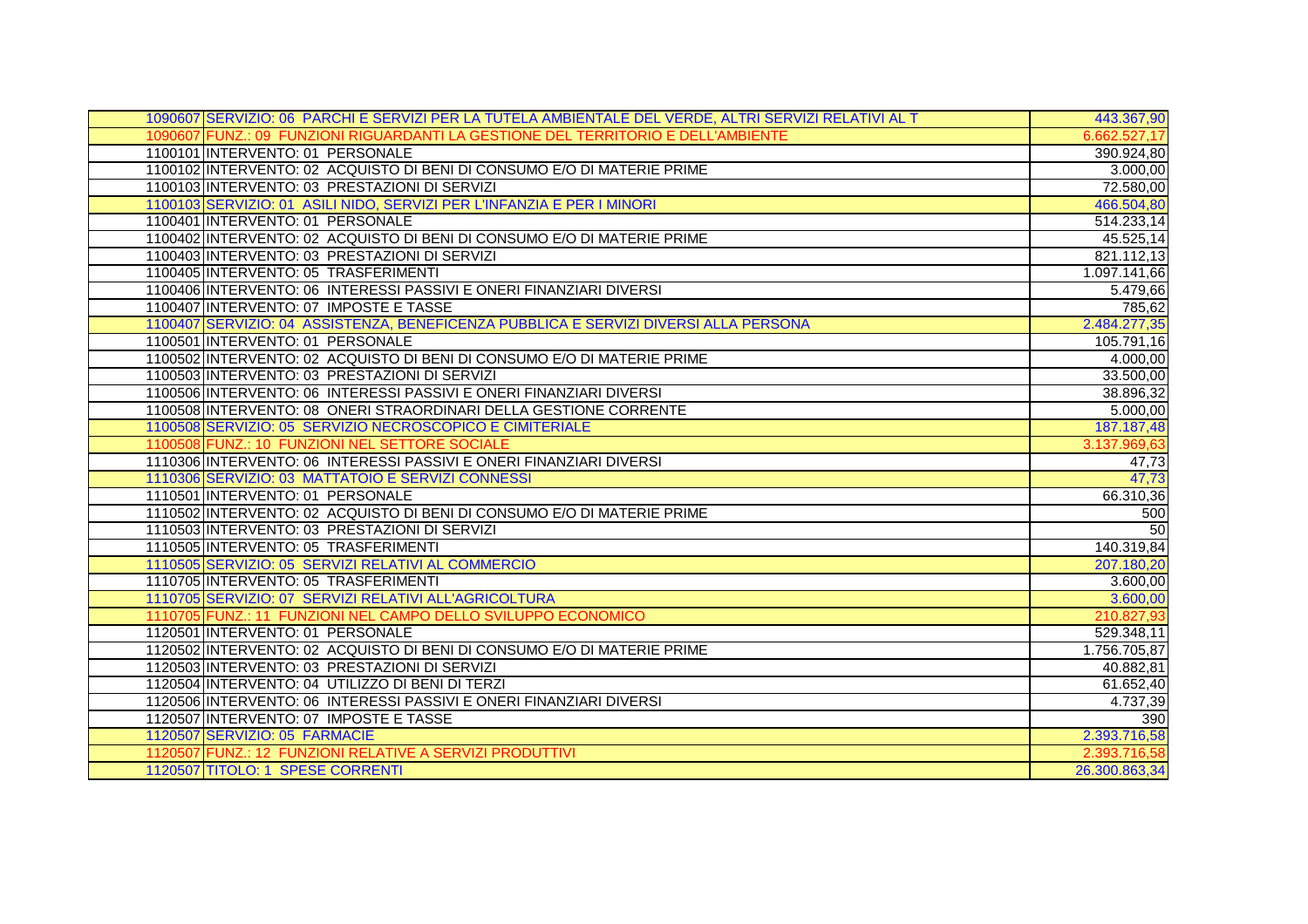| | | |
|---|---|---|
| 1090607 | SERVIZIO: 06 PARCHI E SERVIZI PER LA TUTELA AMBIENTALE DEL VERDE, ALTRI SERVIZI RELATIVI AL T | 443.367,90 |
| 1090607 | FUNZ.: 09 FUNZIONI RIGUARDANTI LA GESTIONE DEL TERRITORIO E DELL'AMBIENTE | 6.662.527,17 |
| 1100101 | INTERVENTO: 01 PERSONALE | 390.924,80 |
| 1100102 | INTERVENTO: 02 ACQUISTO DI BENI DI CONSUMO E/O DI MATERIE PRIME | 3.000,00 |
| 1100103 | INTERVENTO: 03 PRESTAZIONI DI SERVIZI | 72.580,00 |
| 1100103 | SERVIZIO: 01 ASILI NIDO, SERVIZI PER L'INFANZIA E PER I MINORI | 466.504,80 |
| 1100401 | INTERVENTO: 01 PERSONALE | 514.233,14 |
| 1100402 | INTERVENTO: 02 ACQUISTO DI BENI DI CONSUMO E/O DI MATERIE PRIME | 45.525,14 |
| 1100403 | INTERVENTO: 03 PRESTAZIONI DI SERVIZI | 821.112,13 |
| 1100405 | INTERVENTO: 05 TRASFERIMENTI | 1.097.141,66 |
| 1100406 | INTERVENTO: 06 INTERESSI PASSIVI E ONERI FINANZIARI DIVERSI | 5.479,66 |
| 1100407 | INTERVENTO: 07 IMPOSTE E TASSE | 785,62 |
| 1100407 | SERVIZIO: 04 ASSISTENZA, BENEFICENZA PUBBLICA E SERVIZI DIVERSI ALLA PERSONA | 2.484.277,35 |
| 1100501 | INTERVENTO: 01 PERSONALE | 105.791,16 |
| 1100502 | INTERVENTO: 02 ACQUISTO DI BENI DI CONSUMO E/O DI MATERIE PRIME | 4.000,00 |
| 1100503 | INTERVENTO: 03 PRESTAZIONI DI SERVIZI | 33.500,00 |
| 1100506 | INTERVENTO: 06 INTERESSI PASSIVI E ONERI FINANZIARI DIVERSI | 38.896,32 |
| 1100508 | INTERVENTO: 08 ONERI STRAORDINARI DELLA GESTIONE CORRENTE | 5.000,00 |
| 1100508 | SERVIZIO: 05 SERVIZIO NECROSCOPICO E CIMITERIALE | 187.187,48 |
| 1100508 | FUNZ.: 10 FUNZIONI NEL SETTORE SOCIALE | 3.137.969,63 |
| 1110306 | INTERVENTO: 06 INTERESSI PASSIVI E ONERI FINANZIARI DIVERSI | 47,73 |
| 1110306 | SERVIZIO: 03 MATTATOIO E SERVIZI CONNESSI | 47,73 |
| 1110501 | INTERVENTO: 01 PERSONALE | 66.310,36 |
| 1110502 | INTERVENTO: 02 ACQUISTO DI BENI DI CONSUMO E/O DI MATERIE PRIME | 500 |
| 1110503 | INTERVENTO: 03 PRESTAZIONI DI SERVIZI | 50 |
| 1110505 | INTERVENTO: 05 TRASFERIMENTI | 140.319,84 |
| 1110505 | SERVIZIO: 05 SERVIZI RELATIVI AL COMMERCIO | 207.180,20 |
| 1110705 | INTERVENTO: 05 TRASFERIMENTI | 3.600,00 |
| 1110705 | SERVIZIO: 07 SERVIZI RELATIVI ALL'AGRICOLTURA | 3.600,00 |
| 1110705 | FUNZ.: 11 FUNZIONI NEL CAMPO DELLO SVILUPPO ECONOMICO | 210.827,93 |
| 1120501 | INTERVENTO: 01 PERSONALE | 529.348,11 |
| 1120502 | INTERVENTO: 02 ACQUISTO DI BENI DI CONSUMO E/O DI MATERIE PRIME | 1.756.705,87 |
| 1120503 | INTERVENTO: 03 PRESTAZIONI DI SERVIZI | 40.882,81 |
| 1120504 | INTERVENTO: 04 UTILIZZO DI BENI DI TERZI | 61.652,40 |
| 1120506 | INTERVENTO: 06 INTERESSI PASSIVI E ONERI FINANZIARI DIVERSI | 4.737,39 |
| 1120507 | INTERVENTO: 07 IMPOSTE E TASSE | 390 |
| 1120507 | SERVIZIO: 05 FARMACIE | 2.393.716,58 |
| 1120507 | FUNZ.: 12 FUNZIONI RELATIVE A SERVIZI PRODUTTIVI | 2.393.716,58 |
| 1120507 | TITOLO: 1 SPESE CORRENTI | 26.300.863,34 |